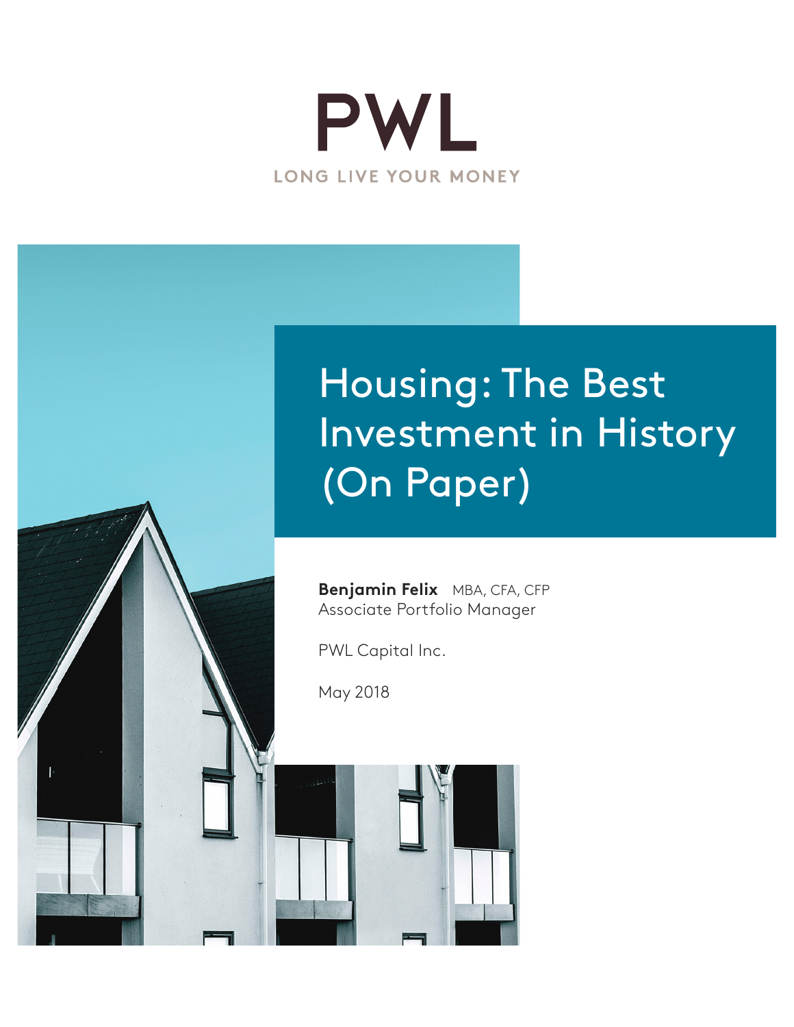PWL

LONG LIVE YOUR MONEY

# Housing: The Best Investment in History (On Paper)

**Benjamin Felix** MBA, CFA, CFP
Associate Portfolio Manager

PWL Capital Inc.

May 2018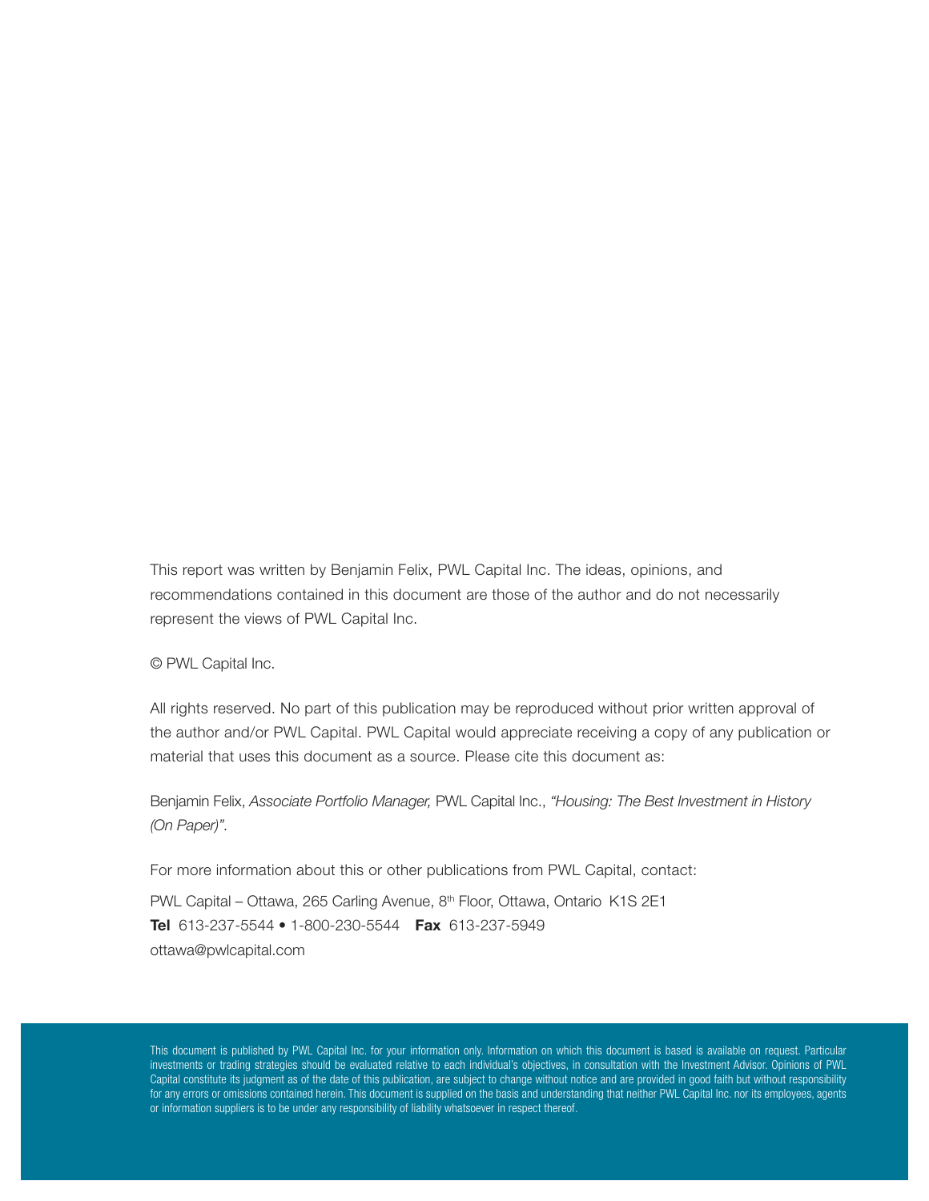This report was written by Benjamin Felix, PWL Capital Inc. The ideas, opinions, and recommendations contained in this document are those of the author and do not necessarily represent the views of PWL Capital Inc.

© PWL Capital Inc.

All rights reserved. No part of this publication may be reproduced without prior written approval of the author and/or PWL Capital. PWL Capital would appreciate receiving a copy of any publication or material that uses this document as a source. Please cite this document as:

Benjamin Felix, *Associate Portfolio Manager,* PWL Capital Inc., *"Housing: The Best Investment in History (On Paper)".*

For more information about this or other publications from PWL Capital, contact:

PWL Capital – Ottawa, 265 Carling Avenue, 8th Floor, Ottawa, Ontario K1S 2E1
**Tel** 613-237-5544 • 1-800-230-5544 **Fax** 613-237-5949
ottawa@pwlcapital.com

This document is published by PWL Capital Inc. for your information only. Information on which this document is based is available on request. Particular investments or trading strategies should be evaluated relative to each individual's objectives, in consultation with the Investment Advisor. Opinions of PWL Capital constitute its judgment as of the date of this publication, are subject to change without notice and are provided in good faith but without responsibility for any errors or omissions contained herein. This document is supplied on the basis and understanding that neither PWL Capital Inc. nor its employees, agents or information suppliers is to be under any responsibility of liability whatsoever in respect thereof.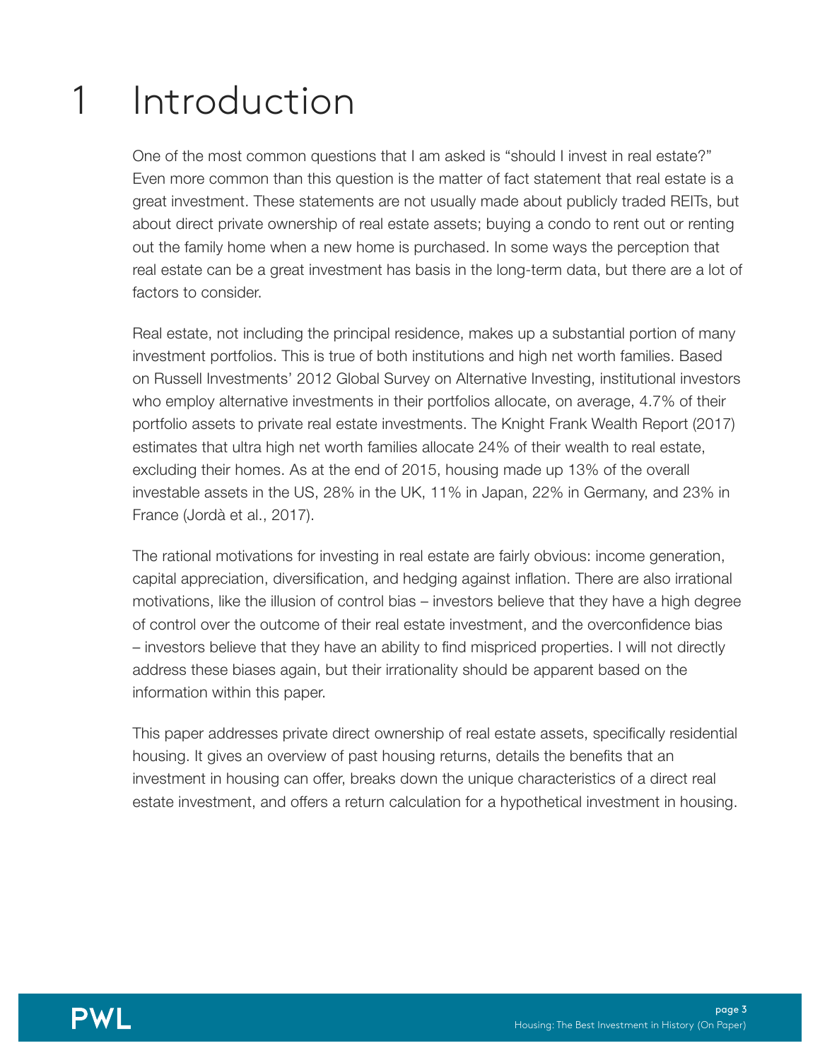# 1 Introduction

One of the most common questions that I am asked is "should I invest in real estate?" Even more common than this question is the matter of fact statement that real estate is a great investment. These statements are not usually made about publicly traded REITs, but about direct private ownership of real estate assets; buying a condo to rent out or renting out the family home when a new home is purchased. In some ways the perception that real estate can be a great investment has basis in the long-term data, but there are a lot of factors to consider.

Real estate, not including the principal residence, makes up a substantial portion of many investment portfolios. This is true of both institutions and high net worth families. Based on Russell Investments' 2012 Global Survey on Alternative Investing, institutional investors who employ alternative investments in their portfolios allocate, on average, 4.7% of their portfolio assets to private real estate investments. The Knight Frank Wealth Report (2017) estimates that ultra high net worth families allocate 24% of their wealth to real estate, excluding their homes. As at the end of 2015, housing made up 13% of the overall investable assets in the US, 28% in the UK, 11% in Japan, 22% in Germany, and 23% in France (Jordà et al., 2017).

The rational motivations for investing in real estate are fairly obvious: income generation, capital appreciation, diversification, and hedging against inflation. There are also irrational motivations, like the illusion of control bias – investors believe that they have a high degree of control over the outcome of their real estate investment, and the overconfidence bias – investors believe that they have an ability to find mispriced properties. I will not directly address these biases again, but their irrationality should be apparent based on the information within this paper.

This paper addresses private direct ownership of real estate assets, specifically residential housing. It gives an overview of past housing returns, details the benefits that an investment in housing can offer, breaks down the unique characteristics of a direct real estate investment, and offers a return calculation for a hypothetical investment in housing.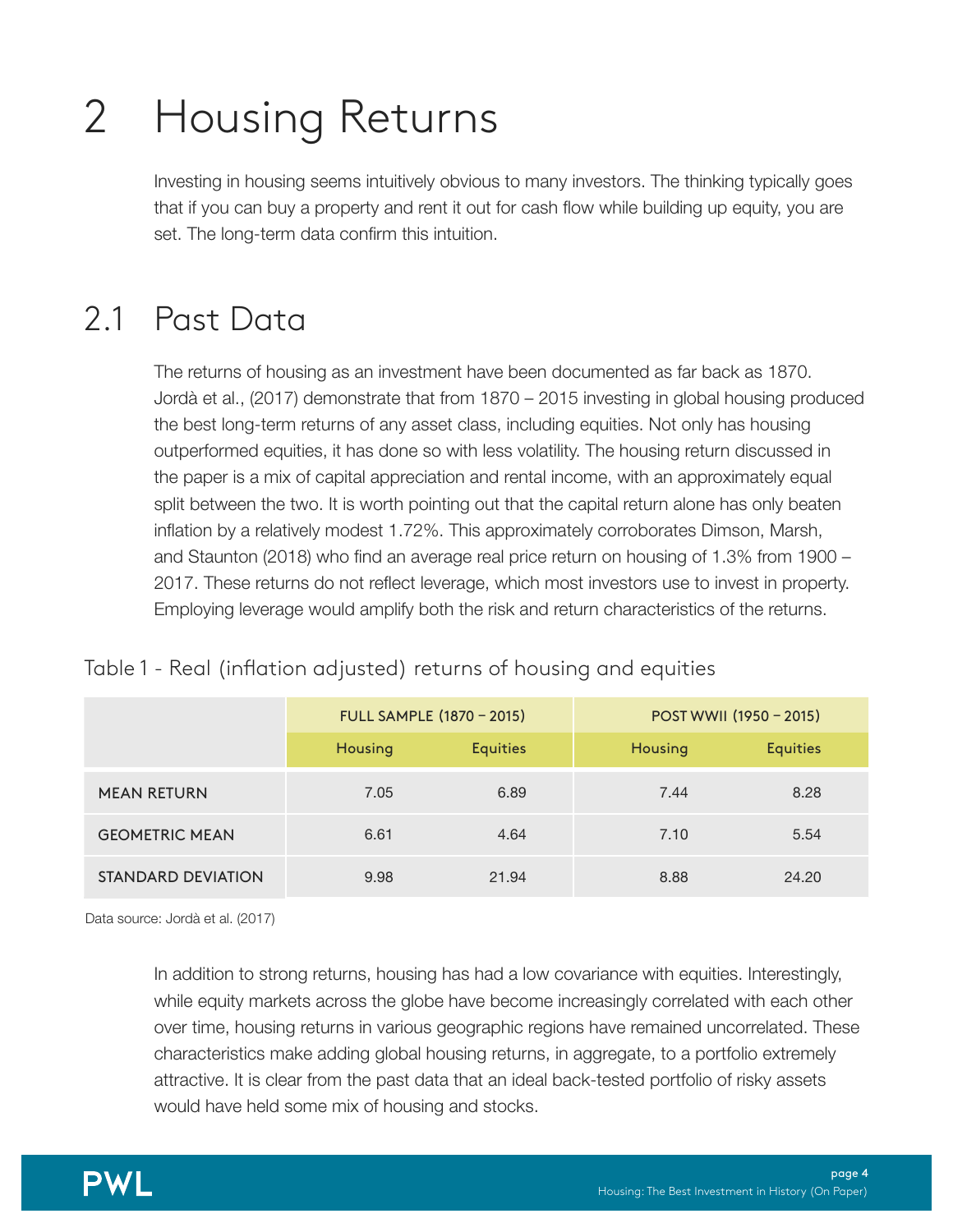# 2 Housing Returns

Investing in housing seems intuitively obvious to many investors. The thinking typically goes that if you can buy a property and rent it out for cash flow while building up equity, you are set. The long-term data confirm this intuition.

## 2.1 Past Data

The returns of housing as an investment have been documented as far back as 1870. Jordà et al., (2017) demonstrate that from 1870 – 2015 investing in global housing produced the best long-term returns of any asset class, including equities. Not only has housing outperformed equities, it has done so with less volatility. The housing return discussed in the paper is a mix of capital appreciation and rental income, with an approximately equal split between the two. It is worth pointing out that the capital return alone has only beaten inflation by a relatively modest 1.72%. This approximately corroborates Dimson, Marsh, and Staunton (2018) who find an average real price return on housing of 1.3% from 1900 – 2017. These returns do not reflect leverage, which most investors use to invest in property. Employing leverage would amplify both the risk and return characteristics of the returns.

Table 1 - Real (inflation adjusted) returns of housing and equities

| | FULL SAMPLE (1870 – 2015) | | POST WWII (1950 – 2015) | |
|---|---|---|---|---|
| | Housing | Equities | Housing | Equities |
| MEAN RETURN | 7.05 | 6.89 | 7.44 | 8.28 |
| GEOMETRIC MEAN | 6.61 | 4.64 | 7.10 | 5.54 |
| STANDARD DEVIATION | 9.98 | 21.94 | 8.88 | 24.20 |

Data source: Jordà et al. (2017)

In addition to strong returns, housing has had a low covariance with equities. Interestingly, while equity markets across the globe have become increasingly correlated with each other over time, housing returns in various geographic regions have remained uncorrelated. These characteristics make adding global housing returns, in aggregate, to a portfolio extremely attractive. It is clear from the past data that an ideal back-tested portfolio of risky assets would have held some mix of housing and stocks.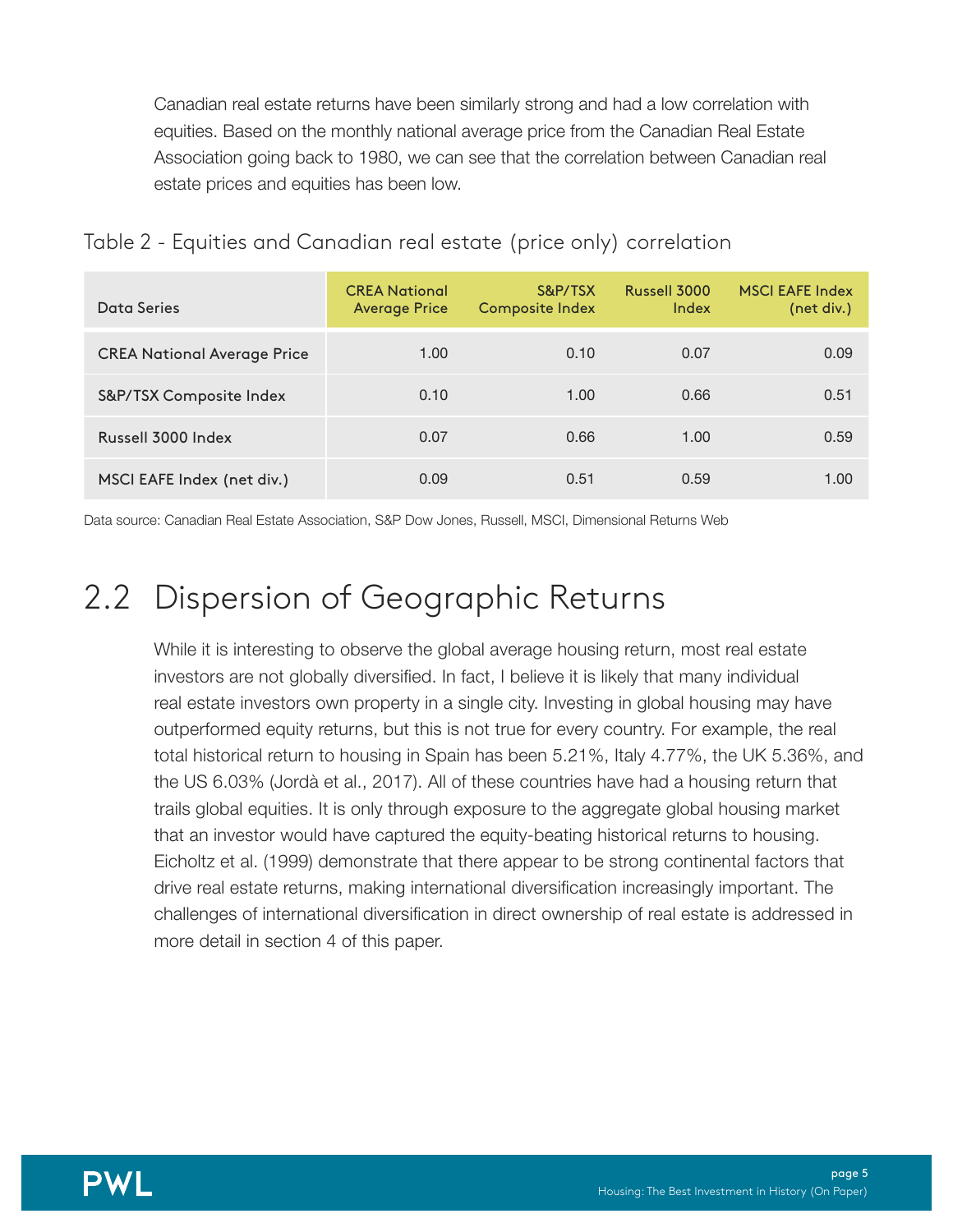Canadian real estate returns have been similarly strong and had a low correlation with equities. Based on the monthly national average price from the Canadian Real Estate Association going back to 1980, we can see that the correlation between Canadian real estate prices and equities has been low.

Table 2 - Equities and Canadian real estate (price only) correlation

| Data Series | CREA National Average Price | S&P/TSX Composite Index | Russell 3000 Index | MSCI EAFE Index (net div.) |
|---|---|---|---|---|
| CREA National Average Price | 1.00 | 0.10 | 0.07 | 0.09 |
| S&P/TSX Composite Index | 0.10 | 1.00 | 0.66 | 0.51 |
| Russell 3000 Index | 0.07 | 0.66 | 1.00 | 0.59 |
| MSCI EAFE Index (net div.) | 0.09 | 0.51 | 0.59 | 1.00 |

Data source: Canadian Real Estate Association, S&P Dow Jones, Russell, MSCI, Dimensional Returns Web

## 2.2 Dispersion of Geographic Returns

While it is interesting to observe the global average housing return, most real estate investors are not globally diversified. In fact, I believe it is likely that many individual real estate investors own property in a single city. Investing in global housing may have outperformed equity returns, but this is not true for every country. For example, the real total historical return to housing in Spain has been 5.21%, Italy 4.77%, the UK 5.36%, and the US 6.03% (Jordà et al., 2017). All of these countries have had a housing return that trails global equities. It is only through exposure to the aggregate global housing market that an investor would have captured the equity-beating historical returns to housing. Eicholtz et al. (1999) demonstrate that there appear to be strong continental factors that drive real estate returns, making international diversification increasingly important. The challenges of international diversification in direct ownership of real estate is addressed in more detail in section 4 of this paper.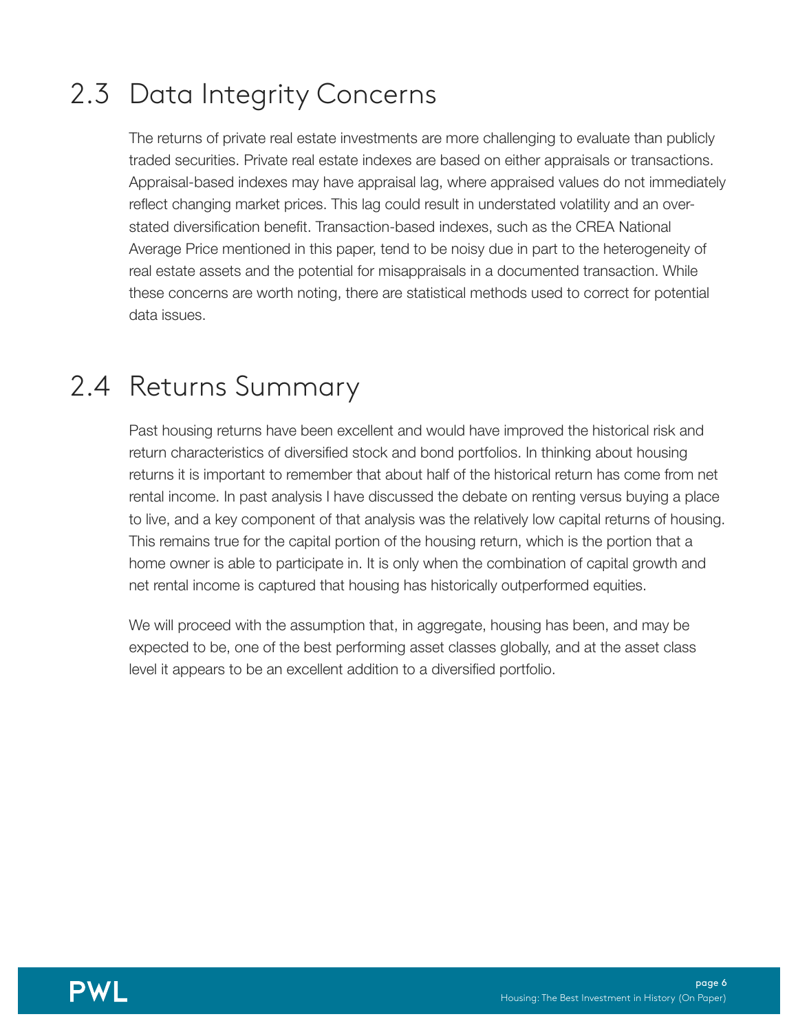## 2.3 Data Integrity Concerns

The returns of private real estate investments are more challenging to evaluate than publicly traded securities. Private real estate indexes are based on either appraisals or transactions. Appraisal-based indexes may have appraisal lag, where appraised values do not immediately reflect changing market prices. This lag could result in understated volatility and an overstated diversification benefit. Transaction-based indexes, such as the CREA National Average Price mentioned in this paper, tend to be noisy due in part to the heterogeneity of real estate assets and the potential for misappraisals in a documented transaction. While these concerns are worth noting, there are statistical methods used to correct for potential data issues.

## 2.4 Returns Summary

Past housing returns have been excellent and would have improved the historical risk and return characteristics of diversified stock and bond portfolios. In thinking about housing returns it is important to remember that about half of the historical return has come from net rental income. In past analysis I have discussed the debate on renting versus buying a place to live, and a key component of that analysis was the relatively low capital returns of housing. This remains true for the capital portion of the housing return, which is the portion that a home owner is able to participate in. It is only when the combination of capital growth and net rental income is captured that housing has historically outperformed equities.

We will proceed with the assumption that, in aggregate, housing has been, and may be expected to be, one of the best performing asset classes globally, and at the asset class level it appears to be an excellent addition to a diversified portfolio.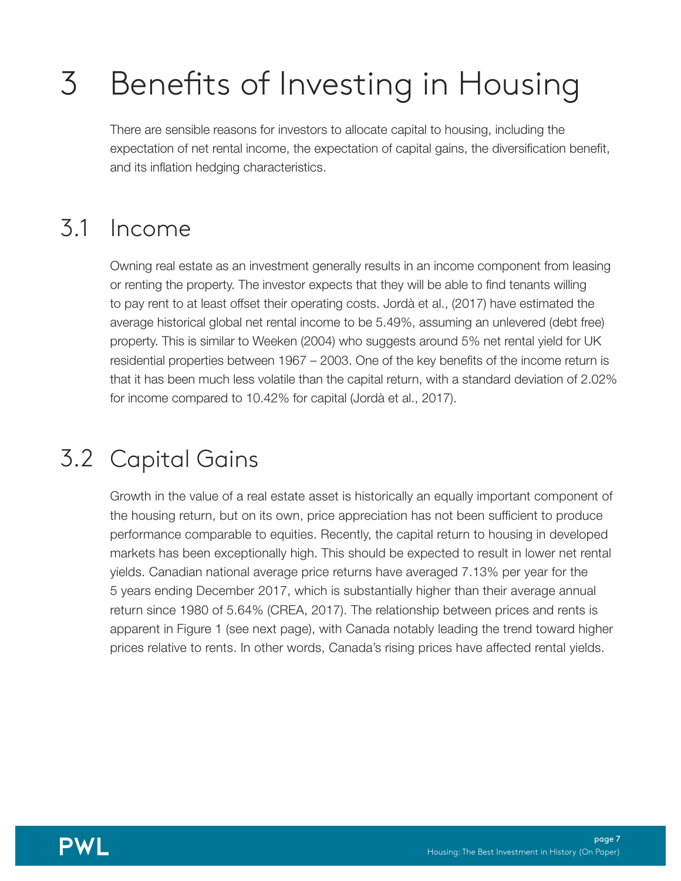# 3 Benefits of Investing in Housing

There are sensible reasons for investors to allocate capital to housing, including the expectation of net rental income, the expectation of capital gains, the diversification benefit, and its inflation hedging characteristics.

## 3.1 Income

Owning real estate as an investment generally results in an income component from leasing or renting the property. The investor expects that they will be able to find tenants willing to pay rent to at least offset their operating costs. Jordà et al., (2017) have estimated the average historical global net rental income to be 5.49%, assuming an unlevered (debt free) property. This is similar to Weeken (2004) who suggests around 5% net rental yield for UK residential properties between 1967 – 2003. One of the key benefits of the income return is that it has been much less volatile than the capital return, with a standard deviation of 2.02% for income compared to 10.42% for capital (Jordà et al., 2017).

## 3.2 Capital Gains

Growth in the value of a real estate asset is historically an equally important component of the housing return, but on its own, price appreciation has not been sufficient to produce performance comparable to equities. Recently, the capital return to housing in developed markets has been exceptionally high. This should be expected to result in lower net rental yields. Canadian national average price returns have averaged 7.13% per year for the 5 years ending December 2017, which is substantially higher than their average annual return since 1980 of 5.64% (CREA, 2017). The relationship between prices and rents is apparent in Figure 1 (see next page), with Canada notably leading the trend toward higher prices relative to rents. In other words, Canada's rising prices have affected rental yields.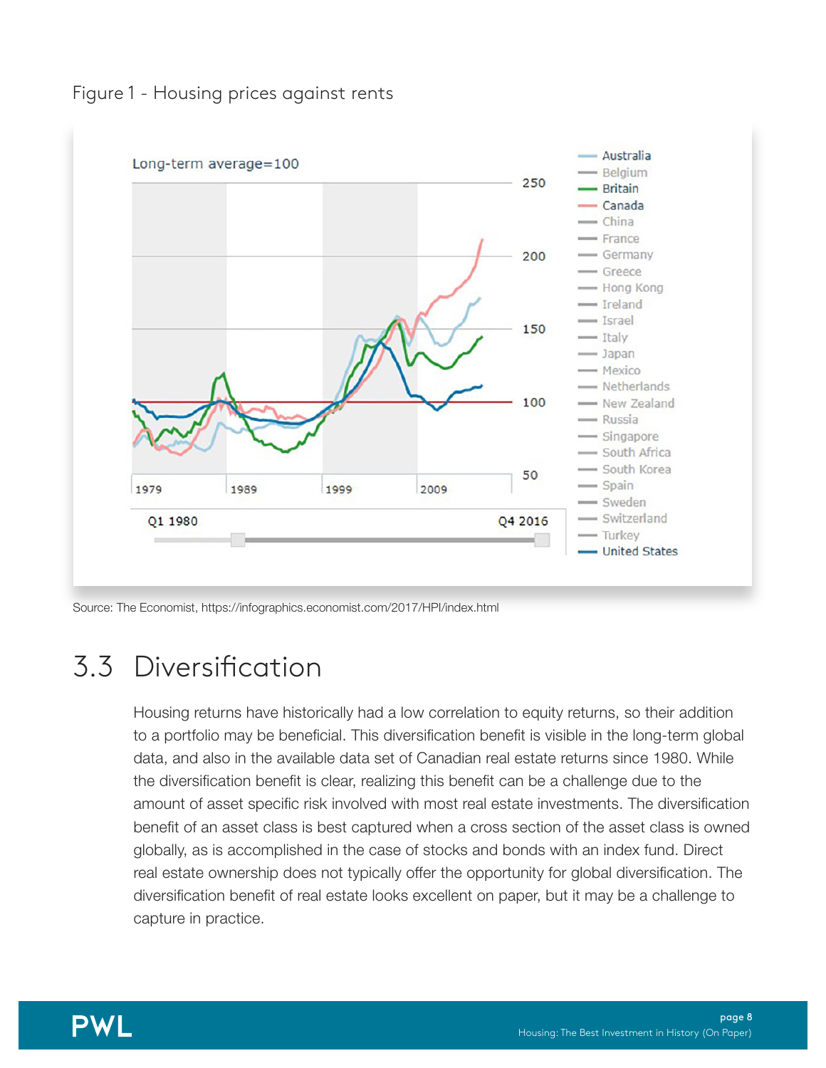Figure 1 - Housing prices against rents

Source: The Economist, https://infographics.economist.com/2017/HPI/index.html

## 3.3 Diversification

Housing returns have historically had a low correlation to equity returns, so their addition to a portfolio may be beneficial. This diversification benefit is visible in the long-term global data, and also in the available data set of Canadian real estate returns since 1980. While the diversification benefit is clear, realizing this benefit can be a challenge due to the amount of asset specific risk involved with most real estate investments. The diversification benefit of an asset class is best captured when a cross section of the asset class is owned globally, as is accomplished in the case of stocks and bonds with an index fund. Direct real estate ownership does not typically offer the opportunity for global diversification. The diversification benefit of real estate looks excellent on paper, but it may be a challenge to capture in practice.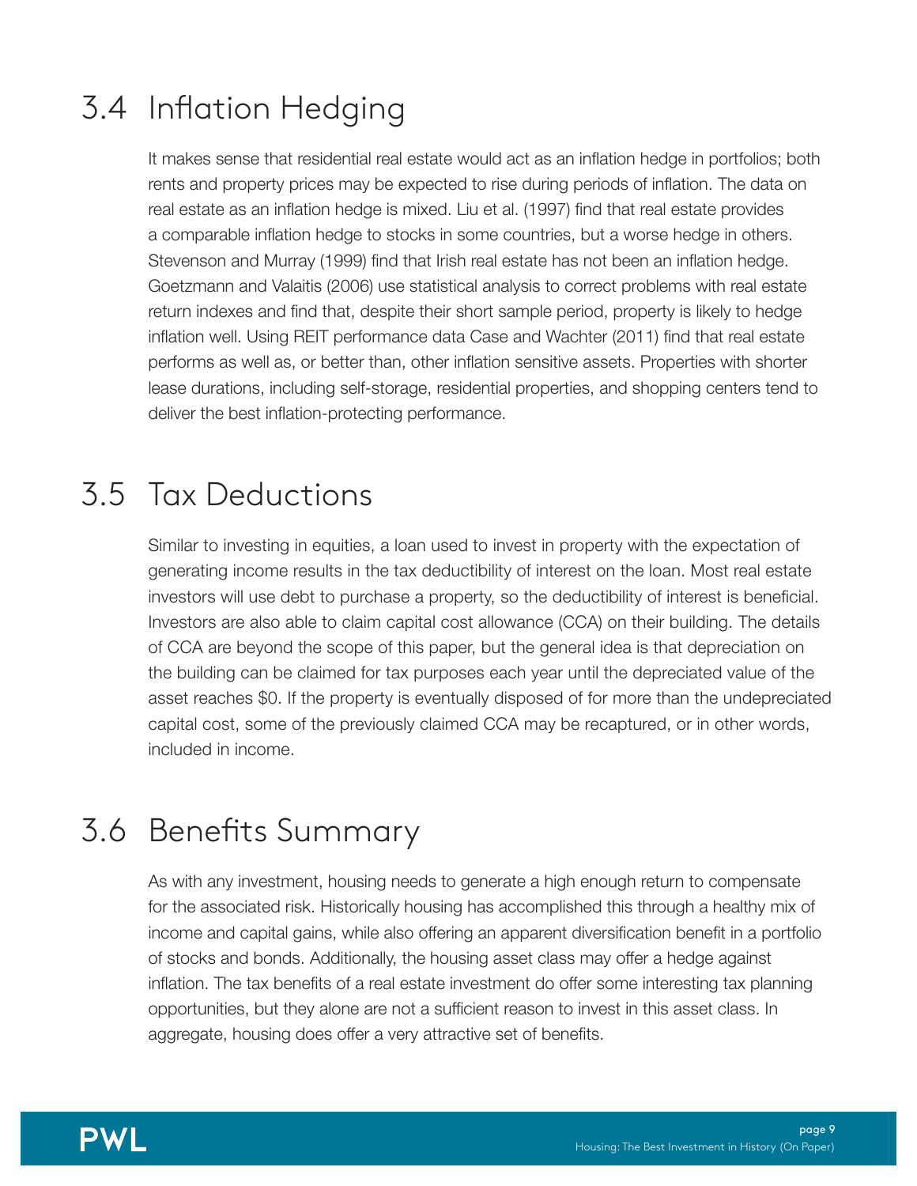## 3.4 Inflation Hedging

It makes sense that residential real estate would act as an inflation hedge in portfolios; both rents and property prices may be expected to rise during periods of inflation. The data on real estate as an inflation hedge is mixed. Liu et al. (1997) find that real estate provides a comparable inflation hedge to stocks in some countries, but a worse hedge in others. Stevenson and Murray (1999) find that Irish real estate has not been an inflation hedge. Goetzmann and Valaitis (2006) use statistical analysis to correct problems with real estate return indexes and find that, despite their short sample period, property is likely to hedge inflation well. Using REIT performance data Case and Wachter (2011) find that real estate performs as well as, or better than, other inflation sensitive assets. Properties with shorter lease durations, including self-storage, residential properties, and shopping centers tend to deliver the best inflation-protecting performance.

## 3.5 Tax Deductions

Similar to investing in equities, a loan used to invest in property with the expectation of generating income results in the tax deductibility of interest on the loan. Most real estate investors will use debt to purchase a property, so the deductibility of interest is beneficial. Investors are also able to claim capital cost allowance (CCA) on their building. The details of CCA are beyond the scope of this paper, but the general idea is that depreciation on the building can be claimed for tax purposes each year until the depreciated value of the asset reaches $0. If the property is eventually disposed of for more than the undepreciated capital cost, some of the previously claimed CCA may be recaptured, or in other words, included in income.

## 3.6 Benefits Summary

As with any investment, housing needs to generate a high enough return to compensate for the associated risk. Historically housing has accomplished this through a healthy mix of income and capital gains, while also offering an apparent diversification benefit in a portfolio of stocks and bonds. Additionally, the housing asset class may offer a hedge against inflation. The tax benefits of a real estate investment do offer some interesting tax planning opportunities, but they alone are not a sufficient reason to invest in this asset class. In aggregate, housing does offer a very attractive set of benefits.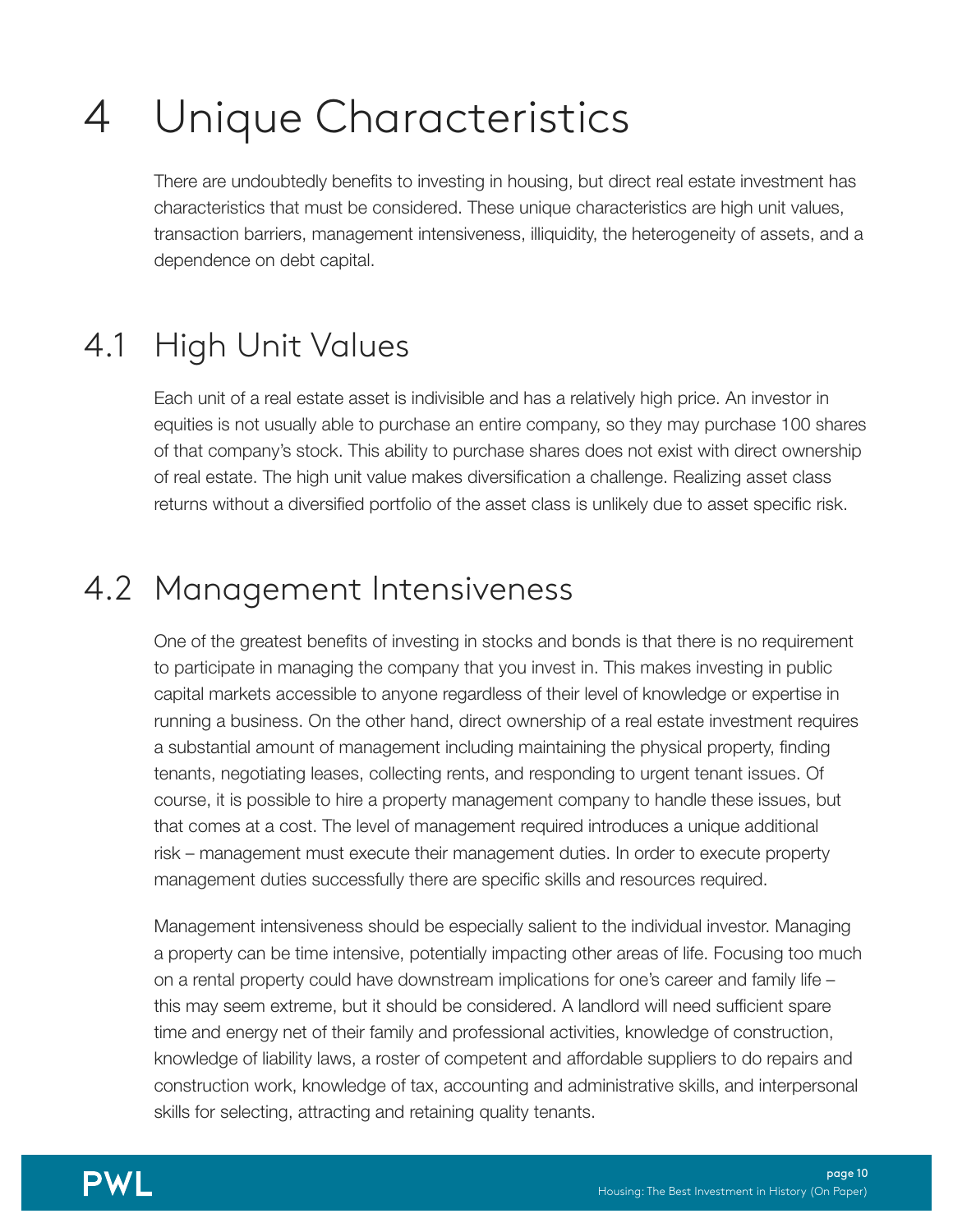# 4 Unique Characteristics

There are undoubtedly benefits to investing in housing, but direct real estate investment has characteristics that must be considered. These unique characteristics are high unit values, transaction barriers, management intensiveness, illiquidity, the heterogeneity of assets, and a dependence on debt capital.

## 4.1 High Unit Values

Each unit of a real estate asset is indivisible and has a relatively high price. An investor in equities is not usually able to purchase an entire company, so they may purchase 100 shares of that company's stock. This ability to purchase shares does not exist with direct ownership of real estate. The high unit value makes diversification a challenge. Realizing asset class returns without a diversified portfolio of the asset class is unlikely due to asset specific risk.

## 4.2 Management Intensiveness

One of the greatest benefits of investing in stocks and bonds is that there is no requirement to participate in managing the company that you invest in. This makes investing in public capital markets accessible to anyone regardless of their level of knowledge or expertise in running a business. On the other hand, direct ownership of a real estate investment requires a substantial amount of management including maintaining the physical property, finding tenants, negotiating leases, collecting rents, and responding to urgent tenant issues. Of course, it is possible to hire a property management company to handle these issues, but that comes at a cost. The level of management required introduces a unique additional risk – management must execute their management duties. In order to execute property management duties successfully there are specific skills and resources required.

Management intensiveness should be especially salient to the individual investor. Managing a property can be time intensive, potentially impacting other areas of life. Focusing too much on a rental property could have downstream implications for one's career and family life – this may seem extreme, but it should be considered. A landlord will need sufficient spare time and energy net of their family and professional activities, knowledge of construction, knowledge of liability laws, a roster of competent and affordable suppliers to do repairs and construction work, knowledge of tax, accounting and administrative skills, and interpersonal skills for selecting, attracting and retaining quality tenants.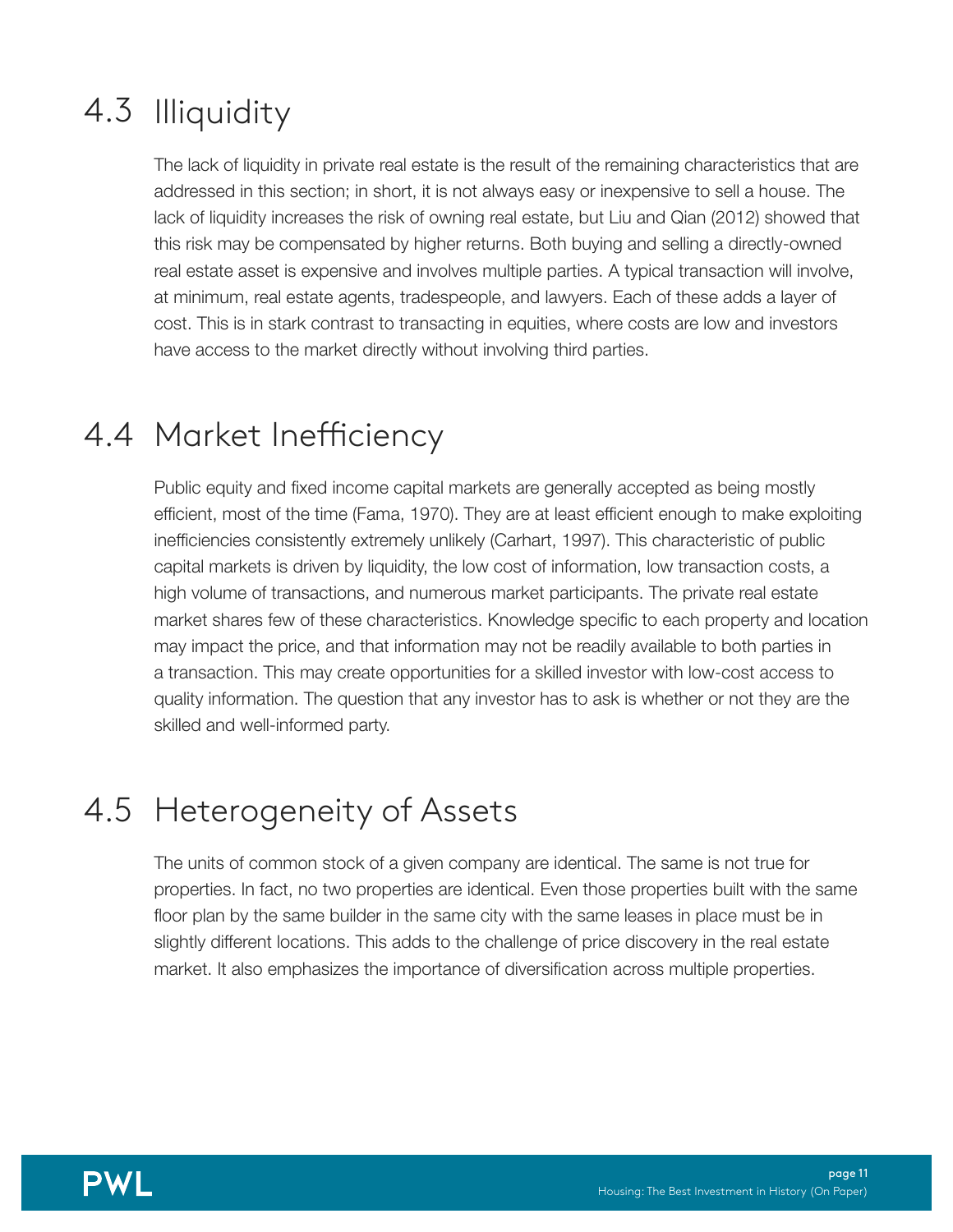## 4.3 Illiquidity

The lack of liquidity in private real estate is the result of the remaining characteristics that are addressed in this section; in short, it is not always easy or inexpensive to sell a house. The lack of liquidity increases the risk of owning real estate, but Liu and Qian (2012) showed that this risk may be compensated by higher returns. Both buying and selling a directly-owned real estate asset is expensive and involves multiple parties. A typical transaction will involve, at minimum, real estate agents, tradespeople, and lawyers. Each of these adds a layer of cost. This is in stark contrast to transacting in equities, where costs are low and investors have access to the market directly without involving third parties.

## 4.4 Market Inefficiency

Public equity and fixed income capital markets are generally accepted as being mostly efficient, most of the time (Fama, 1970). They are at least efficient enough to make exploiting inefficiencies consistently extremely unlikely (Carhart, 1997). This characteristic of public capital markets is driven by liquidity, the low cost of information, low transaction costs, a high volume of transactions, and numerous market participants. The private real estate market shares few of these characteristics. Knowledge specific to each property and location may impact the price, and that information may not be readily available to both parties in a transaction. This may create opportunities for a skilled investor with low-cost access to quality information. The question that any investor has to ask is whether or not they are the skilled and well-informed party.

## 4.5 Heterogeneity of Assets

The units of common stock of a given company are identical. The same is not true for properties. In fact, no two properties are identical. Even those properties built with the same floor plan by the same builder in the same city with the same leases in place must be in slightly different locations. This adds to the challenge of price discovery in the real estate market. It also emphasizes the importance of diversification across multiple properties.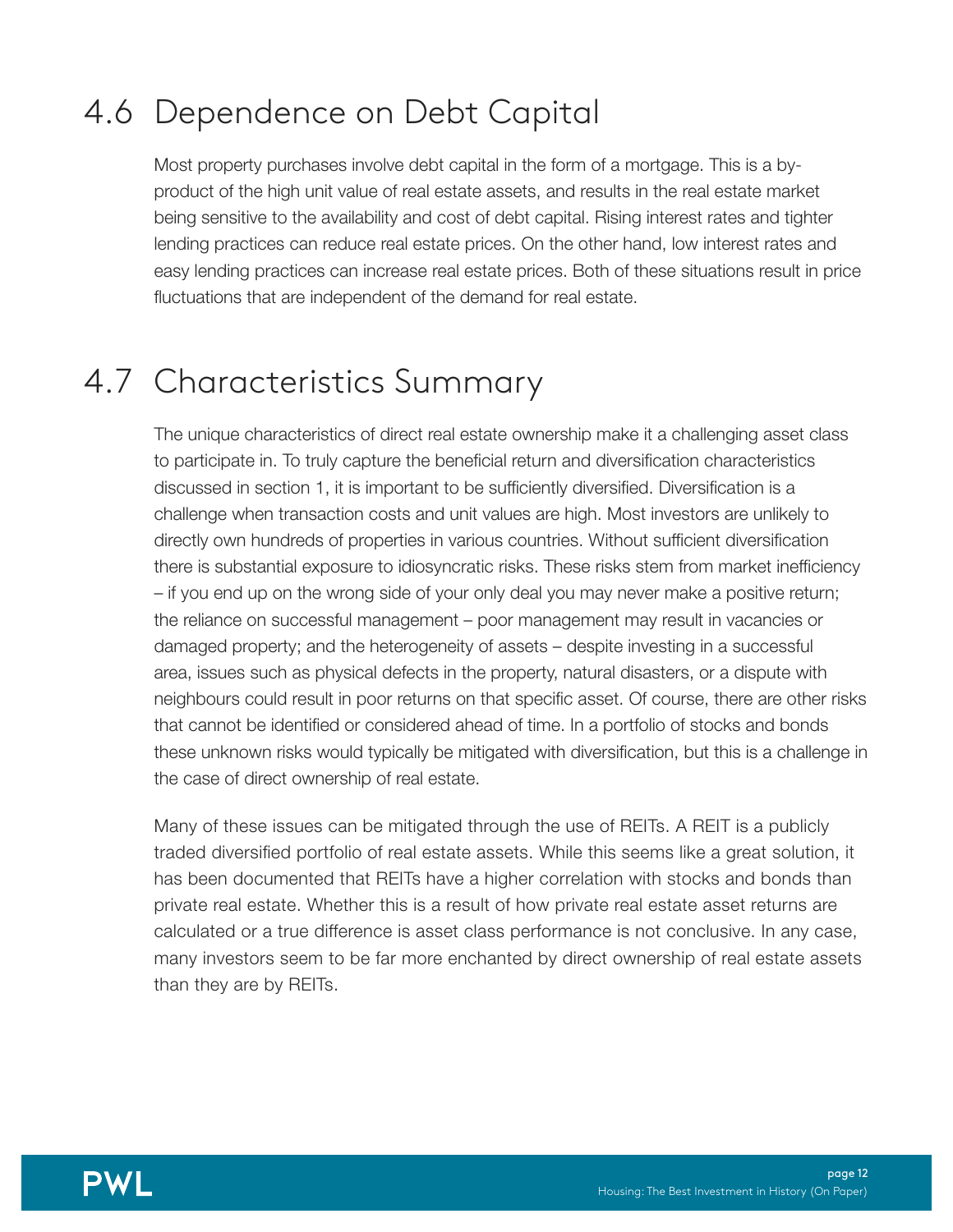## 4.6 Dependence on Debt Capital

Most property purchases involve debt capital in the form of a mortgage. This is a by-product of the high unit value of real estate assets, and results in the real estate market being sensitive to the availability and cost of debt capital. Rising interest rates and tighter lending practices can reduce real estate prices. On the other hand, low interest rates and easy lending practices can increase real estate prices. Both of these situations result in price fluctuations that are independent of the demand for real estate.

## 4.7 Characteristics Summary

The unique characteristics of direct real estate ownership make it a challenging asset class to participate in. To truly capture the beneficial return and diversification characteristics discussed in section 1, it is important to be sufficiently diversified. Diversification is a challenge when transaction costs and unit values are high. Most investors are unlikely to directly own hundreds of properties in various countries. Without sufficient diversification there is substantial exposure to idiosyncratic risks. These risks stem from market inefficiency – if you end up on the wrong side of your only deal you may never make a positive return; the reliance on successful management – poor management may result in vacancies or damaged property; and the heterogeneity of assets – despite investing in a successful area, issues such as physical defects in the property, natural disasters, or a dispute with neighbours could result in poor returns on that specific asset. Of course, there are other risks that cannot be identified or considered ahead of time. In a portfolio of stocks and bonds these unknown risks would typically be mitigated with diversification, but this is a challenge in the case of direct ownership of real estate.

Many of these issues can be mitigated through the use of REITs. A REIT is a publicly traded diversified portfolio of real estate assets. While this seems like a great solution, it has been documented that REITs have a higher correlation with stocks and bonds than private real estate. Whether this is a result of how private real estate asset returns are calculated or a true difference is asset class performance is not conclusive. In any case, many investors seem to be far more enchanted by direct ownership of real estate assets than they are by REITs.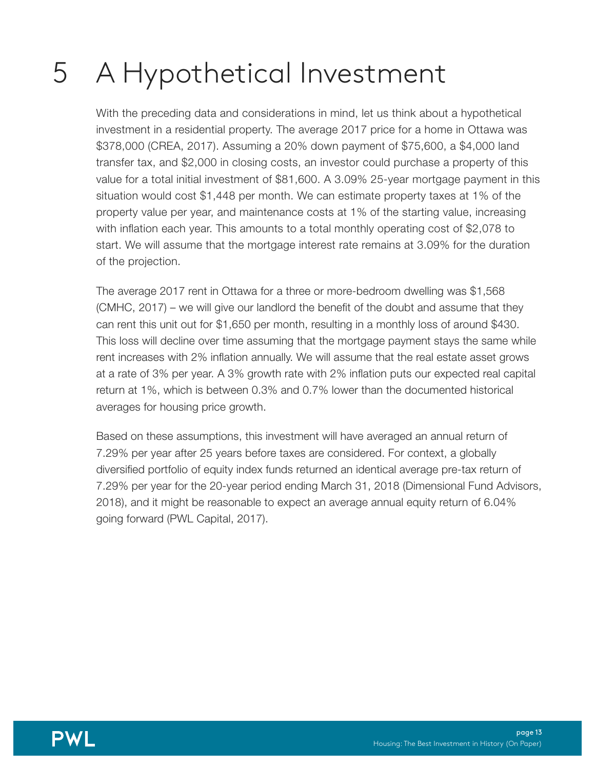# 5 A Hypothetical Investment

With the preceding data and considerations in mind, let us think about a hypothetical investment in a residential property. The average 2017 price for a home in Ottawa was $378,000 (CREA, 2017). Assuming a 20% down payment of $75,600, a $4,000 land transfer tax, and $2,000 in closing costs, an investor could purchase a property of this value for a total initial investment of $81,600. A 3.09% 25-year mortgage payment in this situation would cost $1,448 per month. We can estimate property taxes at 1% of the property value per year, and maintenance costs at 1% of the starting value, increasing with inflation each year. This amounts to a total monthly operating cost of $2,078 to start. We will assume that the mortgage interest rate remains at 3.09% for the duration of the projection.

The average 2017 rent in Ottawa for a three or more-bedroom dwelling was $1,568 (CMHC, 2017) – we will give our landlord the benefit of the doubt and assume that they can rent this unit out for $1,650 per month, resulting in a monthly loss of around $430. This loss will decline over time assuming that the mortgage payment stays the same while rent increases with 2% inflation annually. We will assume that the real estate asset grows at a rate of 3% per year. A 3% growth rate with 2% inflation puts our expected real capital return at 1%, which is between 0.3% and 0.7% lower than the documented historical averages for housing price growth.

Based on these assumptions, this investment will have averaged an annual return of 7.29% per year after 25 years before taxes are considered. For context, a globally diversified portfolio of equity index funds returned an identical average pre-tax return of 7.29% per year for the 20-year period ending March 31, 2018 (Dimensional Fund Advisors, 2018), and it might be reasonable to expect an average annual equity return of 6.04% going forward (PWL Capital, 2017).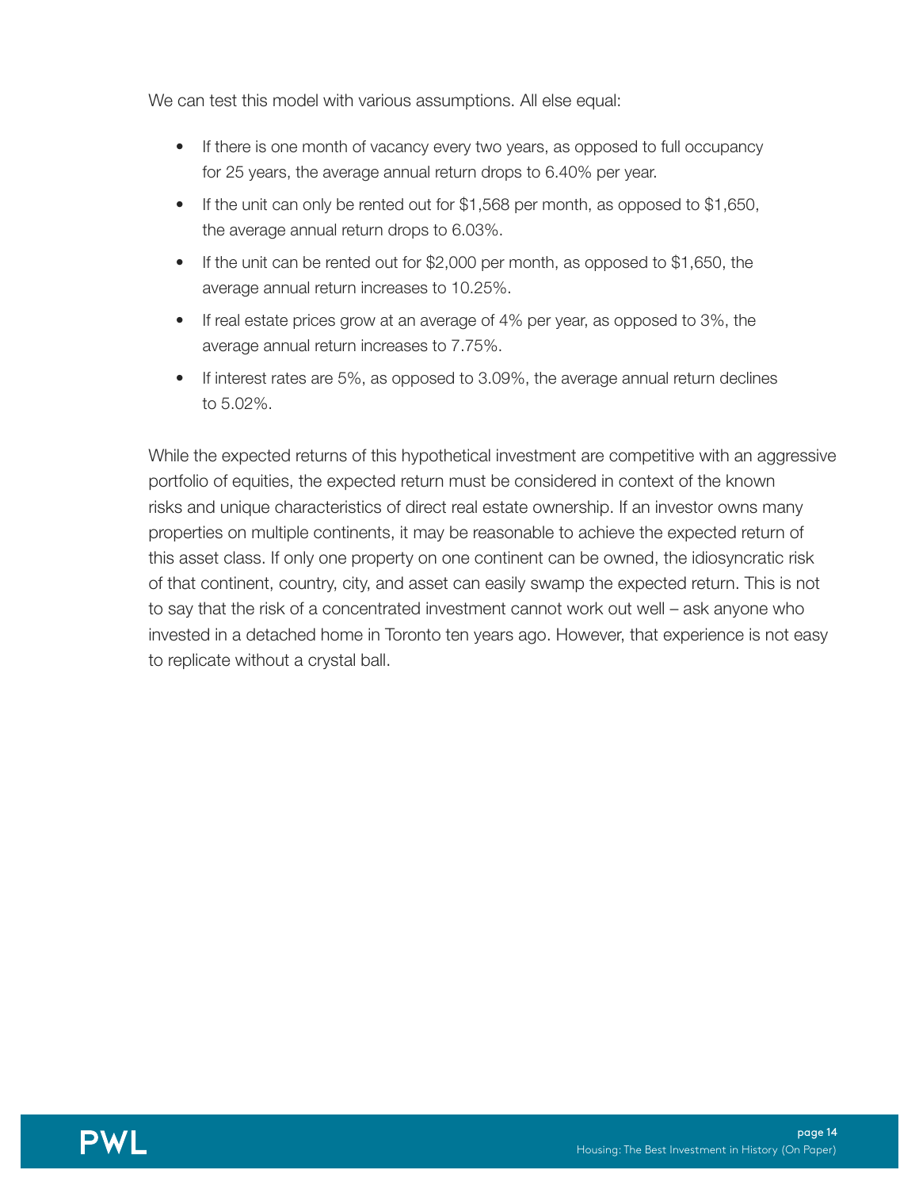We can test this model with various assumptions. All else equal:

- If there is one month of vacancy every two years, as opposed to full occupancy for 25 years, the average annual return drops to 6.40% per year.
- If the unit can only be rented out for $1,568 per month, as opposed to $1,650, the average annual return drops to 6.03%.
- If the unit can be rented out for $2,000 per month, as opposed to $1,650, the average annual return increases to 10.25%.
- If real estate prices grow at an average of 4% per year, as opposed to 3%, the average annual return increases to 7.75%.
- If interest rates are 5%, as opposed to 3.09%, the average annual return declines to 5.02%.

While the expected returns of this hypothetical investment are competitive with an aggressive portfolio of equities, the expected return must be considered in context of the known risks and unique characteristics of direct real estate ownership. If an investor owns many properties on multiple continents, it may be reasonable to achieve the expected return of this asset class. If only one property on one continent can be owned, the idiosyncratic risk of that continent, country, city, and asset can easily swamp the expected return. This is not to say that the risk of a concentrated investment cannot work out well – ask anyone who invested in a detached home in Toronto ten years ago. However, that experience is not easy to replicate without a crystal ball.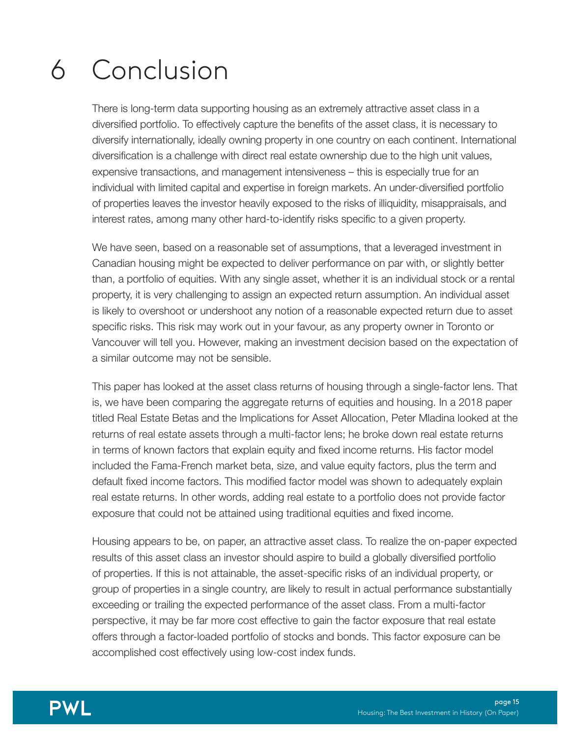# 6 Conclusion

There is long-term data supporting housing as an extremely attractive asset class in a diversified portfolio. To effectively capture the benefits of the asset class, it is necessary to diversify internationally, ideally owning property in one country on each continent. International diversification is a challenge with direct real estate ownership due to the high unit values, expensive transactions, and management intensiveness – this is especially true for an individual with limited capital and expertise in foreign markets. An under-diversified portfolio of properties leaves the investor heavily exposed to the risks of illiquidity, misappraisals, and interest rates, among many other hard-to-identify risks specific to a given property.

We have seen, based on a reasonable set of assumptions, that a leveraged investment in Canadian housing might be expected to deliver performance on par with, or slightly better than, a portfolio of equities. With any single asset, whether it is an individual stock or a rental property, it is very challenging to assign an expected return assumption. An individual asset is likely to overshoot or undershoot any notion of a reasonable expected return due to asset specific risks. This risk may work out in your favour, as any property owner in Toronto or Vancouver will tell you. However, making an investment decision based on the expectation of a similar outcome may not be sensible.

This paper has looked at the asset class returns of housing through a single-factor lens. That is, we have been comparing the aggregate returns of equities and housing. In a 2018 paper titled Real Estate Betas and the Implications for Asset Allocation, Peter Mladina looked at the returns of real estate assets through a multi-factor lens; he broke down real estate returns in terms of known factors that explain equity and fixed income returns. His factor model included the Fama-French market beta, size, and value equity factors, plus the term and default fixed income factors. This modified factor model was shown to adequately explain real estate returns. In other words, adding real estate to a portfolio does not provide factor exposure that could not be attained using traditional equities and fixed income.

Housing appears to be, on paper, an attractive asset class. To realize the on-paper expected results of this asset class an investor should aspire to build a globally diversified portfolio of properties. If this is not attainable, the asset-specific risks of an individual property, or group of properties in a single country, are likely to result in actual performance substantially exceeding or trailing the expected performance of the asset class. From a multi-factor perspective, it may be far more cost effective to gain the factor exposure that real estate offers through a factor-loaded portfolio of stocks and bonds. This factor exposure can be accomplished cost effectively using low-cost index funds.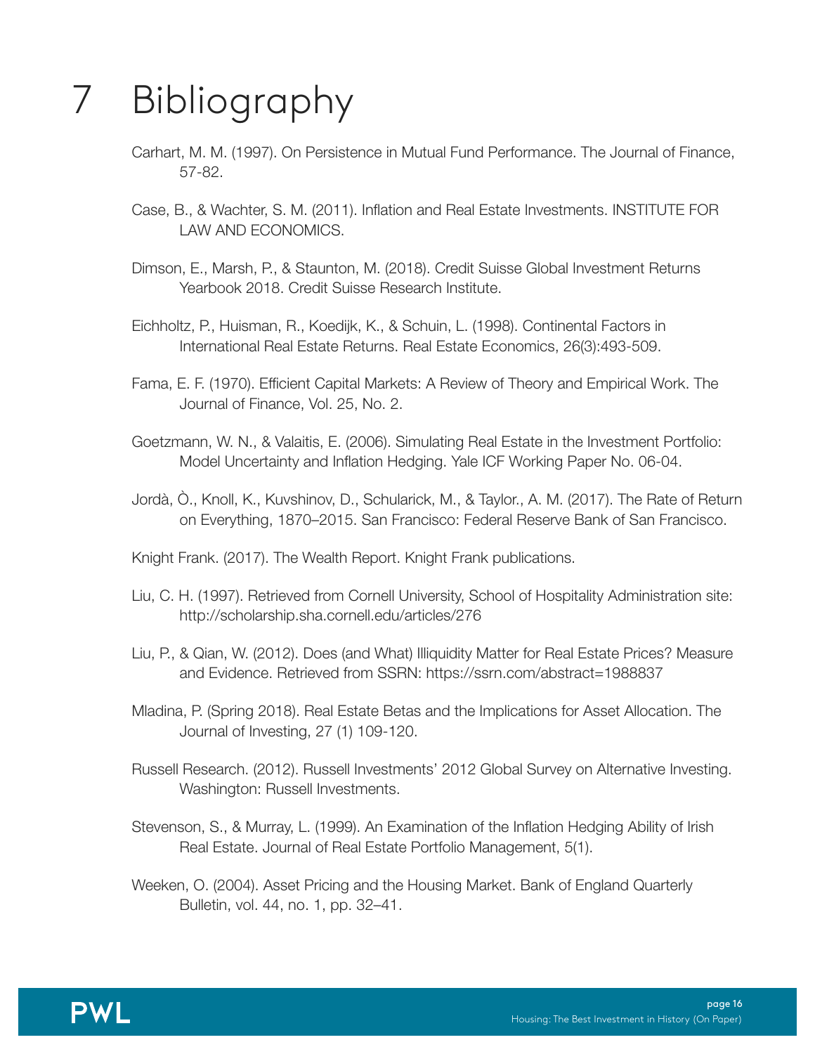# 7 Bibliography

Carhart, M. M. (1997). On Persistence in Mutual Fund Performance. The Journal of Finance, 57-82.

Case, B., & Wachter, S. M. (2011). Inflation and Real Estate Investments. INSTITUTE FOR LAW AND ECONOMICS.

Dimson, E., Marsh, P., & Staunton, M. (2018). Credit Suisse Global Investment Returns Yearbook 2018. Credit Suisse Research Institute.

Eichholtz, P., Huisman, R., Koedijk, K., & Schuin, L. (1998). Continental Factors in International Real Estate Returns. Real Estate Economics, 26(3):493-509.

Fama, E. F. (1970). Efficient Capital Markets: A Review of Theory and Empirical Work. The Journal of Finance, Vol. 25, No. 2.

Goetzmann, W. N., & Valaitis, E. (2006). Simulating Real Estate in the Investment Portfolio: Model Uncertainty and Inflation Hedging. Yale ICF Working Paper No. 06-04.

Jordà, Ò., Knoll, K., Kuvshinov, D., Schularick, M., & Taylor., A. M. (2017). The Rate of Return on Everything, 1870–2015. San Francisco: Federal Reserve Bank of San Francisco.

Knight Frank. (2017). The Wealth Report. Knight Frank publications.

Liu, C. H. (1997). Retrieved from Cornell University, School of Hospitality Administration site: http://scholarship.sha.cornell.edu/articles/276

Liu, P., & Qian, W. (2012). Does (and What) Illiquidity Matter for Real Estate Prices? Measure and Evidence. Retrieved from SSRN: https://ssrn.com/abstract=1988837

Mladina, P. (Spring 2018). Real Estate Betas and the Implications for Asset Allocation. The Journal of Investing, 27 (1) 109-120.

Russell Research. (2012). Russell Investments' 2012 Global Survey on Alternative Investing. Washington: Russell Investments.

Stevenson, S., & Murray, L. (1999). An Examination of the Inflation Hedging Ability of Irish Real Estate. Journal of Real Estate Portfolio Management, 5(1).

Weeken, O. (2004). Asset Pricing and the Housing Market. Bank of England Quarterly Bulletin, vol. 44, no. 1, pp. 32–41.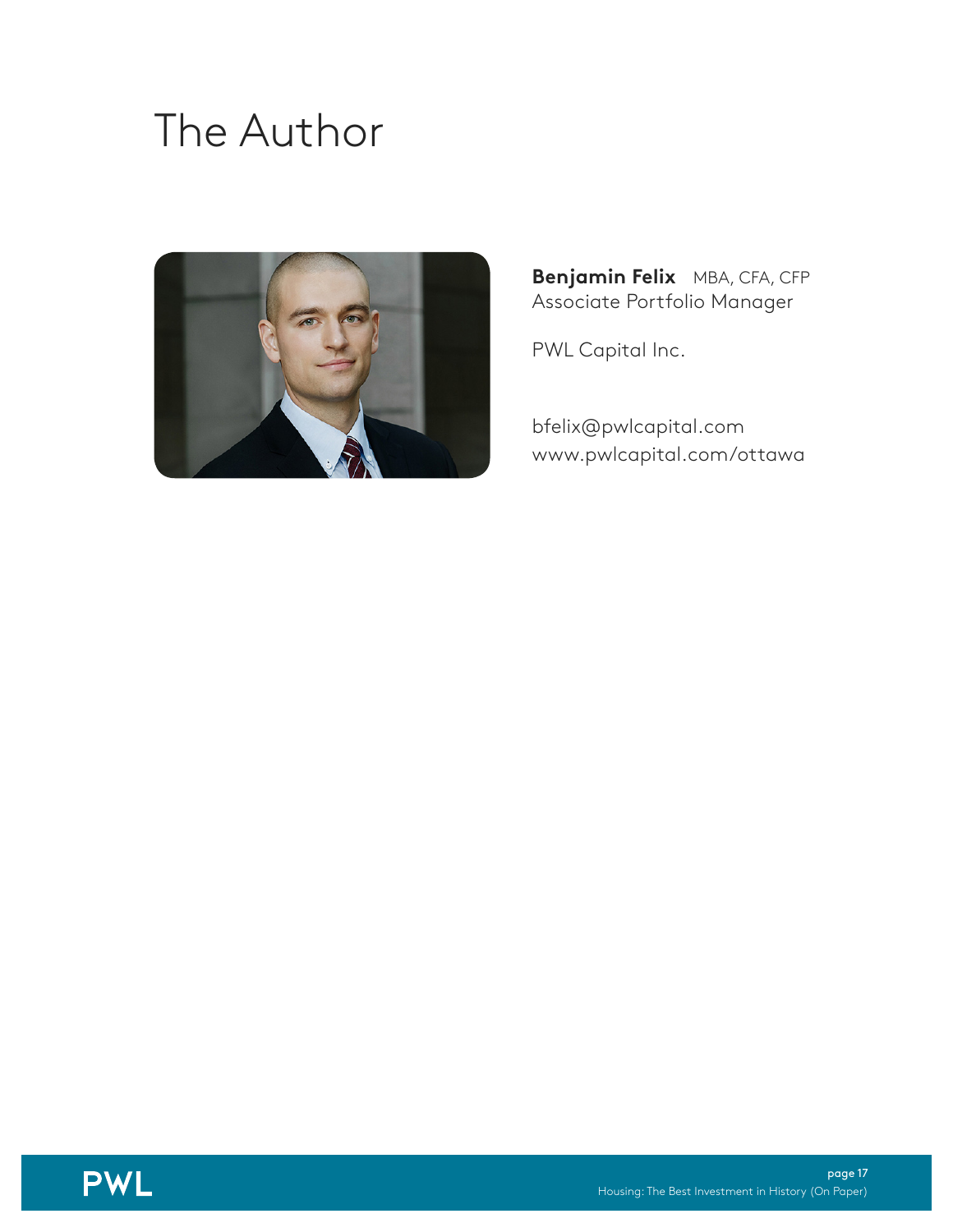# The Author

**Benjamin Felix** MBA, CFA, CFP
Associate Portfolio Manager

PWL Capital Inc.

bfelix@pwlcapital.com
www.pwlcapital.com/ottawa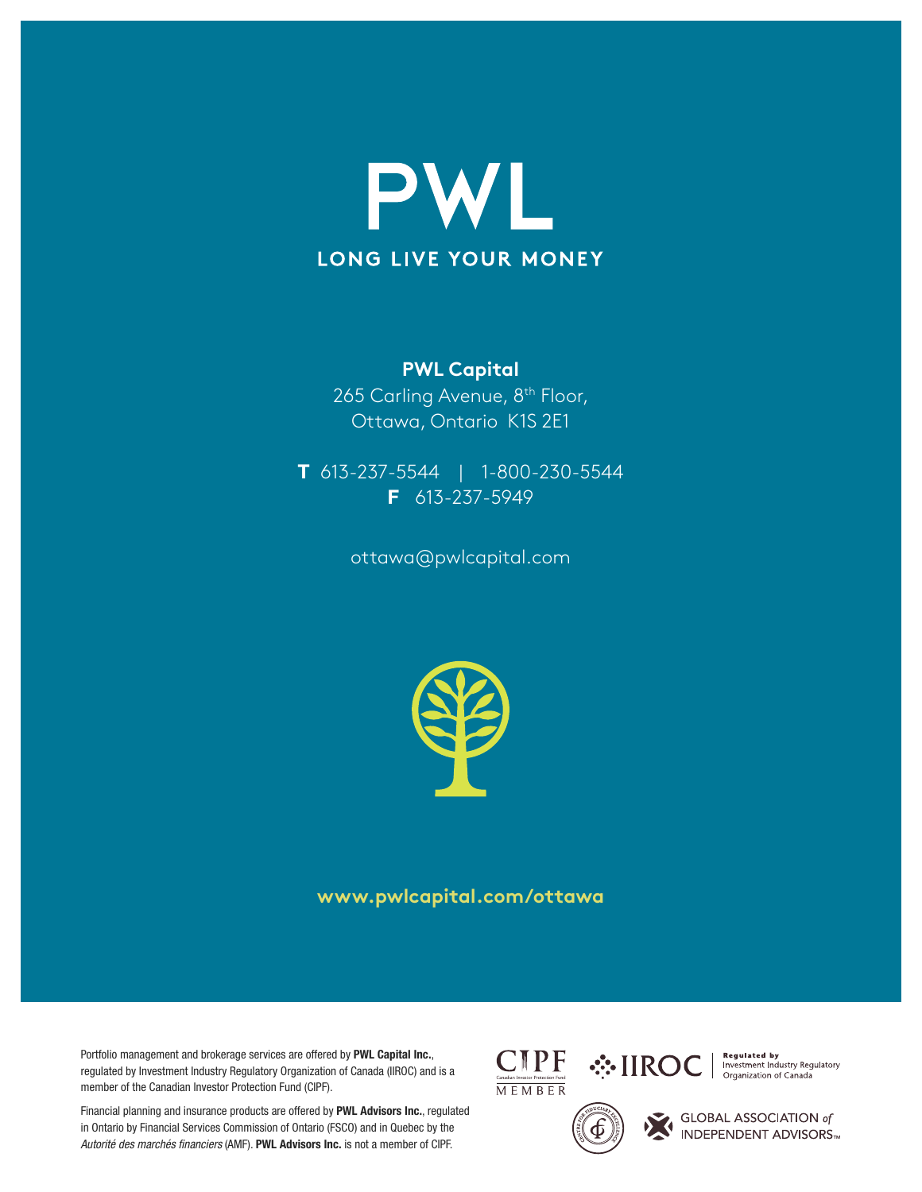# PWL

LONG LIVE YOUR MONEY

**PWL Capital**

265 Carling Avenue, 8th Floor,
Ottawa, Ontario K1S 2E1

**T** 613-237-5544 | 1-800-230-5544
**F** 613-237-5949

ottawa@pwlcapital.com

**www.pwlcapital.com/ottawa**

Portfolio management and brokerage services are offered by **PWL Capital Inc.**, regulated by Investment Industry Regulatory Organization of Canada (IIROC) and is a member of the Canadian Investor Protection Fund (CIPF).

Financial planning and insurance products are offered by **PWL Advisors Inc.**, regulated in Ontario by Financial Services Commission of Ontario (FSCO) and in Quebec by the *Autorité des marchés financiers* (AMF). **PWL Advisors Inc.** is not a member of CIPF.

CIPF Canadian Investor Protection Fund MEMBER

IIROC Regulated by Investment Industry Regulatory Organization of Canada

GLOBAL ASSOCIATION *of* INDEPENDENT ADVISORS™